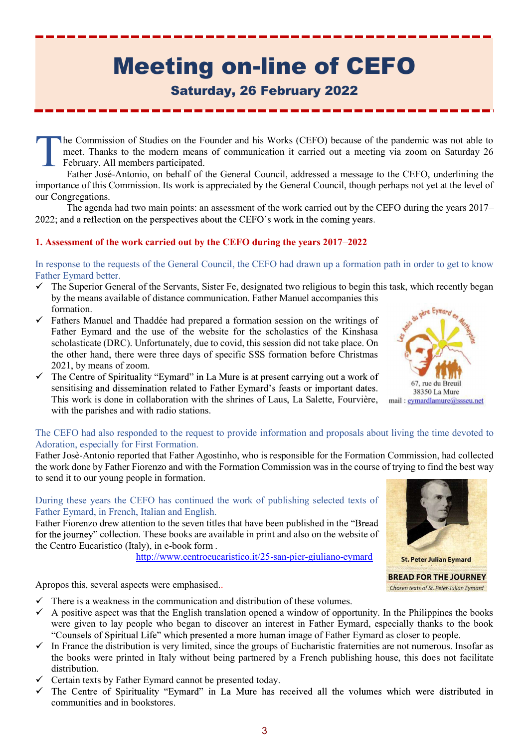# Meeting on-line of CEFO

## Saturday, 26 February 2022

The Commission of Studies on the Founder and his Works (CEFO) because of the pandemic was not able to meet. Thanks to the modern means of communication it carried out a meeting via zoom on Saturday 26 February. All members participated.

Father José-Antonio, on behalf of the General Council, addressed a message to the CEFO, underlining the importance of this Commission. Its work is appreciated by the General Council, though perhaps not yet at the level of our Congregations.

The agenda had two main points: an assessment of the work carried out by the CEFO during the years 2017–2022; and a reflection on the perspectives about the CEFO's work in the coming years.

### 1. Assessment of the work carried out by the CEFO during the years 2017–2022

In response to the requests of the General Council, the CEFO had drawn up a formation path in order to get to know Father Eymard better.

- ✓ The Superior General of the Servants, Sister Fe, designated two religious to begin this task, which recently began by the means available of distance communication. Father Manuel accompanies this formation.
- ✓ Fathers Manuel and Thaddée had prepared a formation session on the writings of Father Eymard and the use of the website for the scholastics of the Kinshasa scholasticate (DRC). Unfortunately, due to covid, this session did not take place. On the other hand, there were three days of specific SSS formation before Christmas 2021, by means of zoom.
- ✓ The Centre of Spirituality "Eymard" in La Mure is at present carrying out a work of sensitising and dissemination related to Father Eymard's feasts or important dates. This work is done in collaboration with the shrines of Laus, La Salette, Fourvière, with the parishes and with radio stations.

Les Amis du père Eymard en Matheysine
67, rue du Breuil
38350 La Mure
mail : eymardlamure@ssseu.net

The CEFO had also responded to the request to provide information and proposals about living the time devoted to Adoration, especially for First Formation.

Father Josè-Antonio reported that Father Agostinho, who is responsible for the Formation Commission, had collected the work done by Father Fiorenzo and with the Formation Commission was in the course of trying to find the best way to send it to our young people in formation.

During these years the CEFO has continued the work of publishing selected texts of Father Eymard, in French, Italian and English.

Father Fiorenzo drew attention to the seven titles that have been published in the "Bread for the journey" collection. These books are available in print and also on the website of the Centro Eucaristico (Italy), in e-book form .

http://www.centroeucaristico.it/25-san-pier-giuliano-eymard

St. Peter Julian Eymard
BREAD FOR THE JOURNEY
*Chosen texts of St. Peter-Julian Eymard*

Apropos this, several aspects were emphasised..

- ✓ There is a weakness in the communication and distribution of these volumes.
- ✓ A positive aspect was that the English translation opened a window of opportunity. In the Philippines the books were given to lay people who began to discover an interest in Father Eymard, especially thanks to the book "Counsels of Spiritual Life" which presented a more human image of Father Eymard as closer to people.
- ✓ In France the distribution is very limited, since the groups of Eucharistic fraternities are not numerous. Insofar as the books were printed in Italy without being partnered by a French publishing house, this does not facilitate distribution.
- ✓ Certain texts by Father Eymard cannot be presented today.
- ✓ The Centre of Spirituality "Eymard" in La Mure has received all the volumes which were distributed in communities and in bookstores.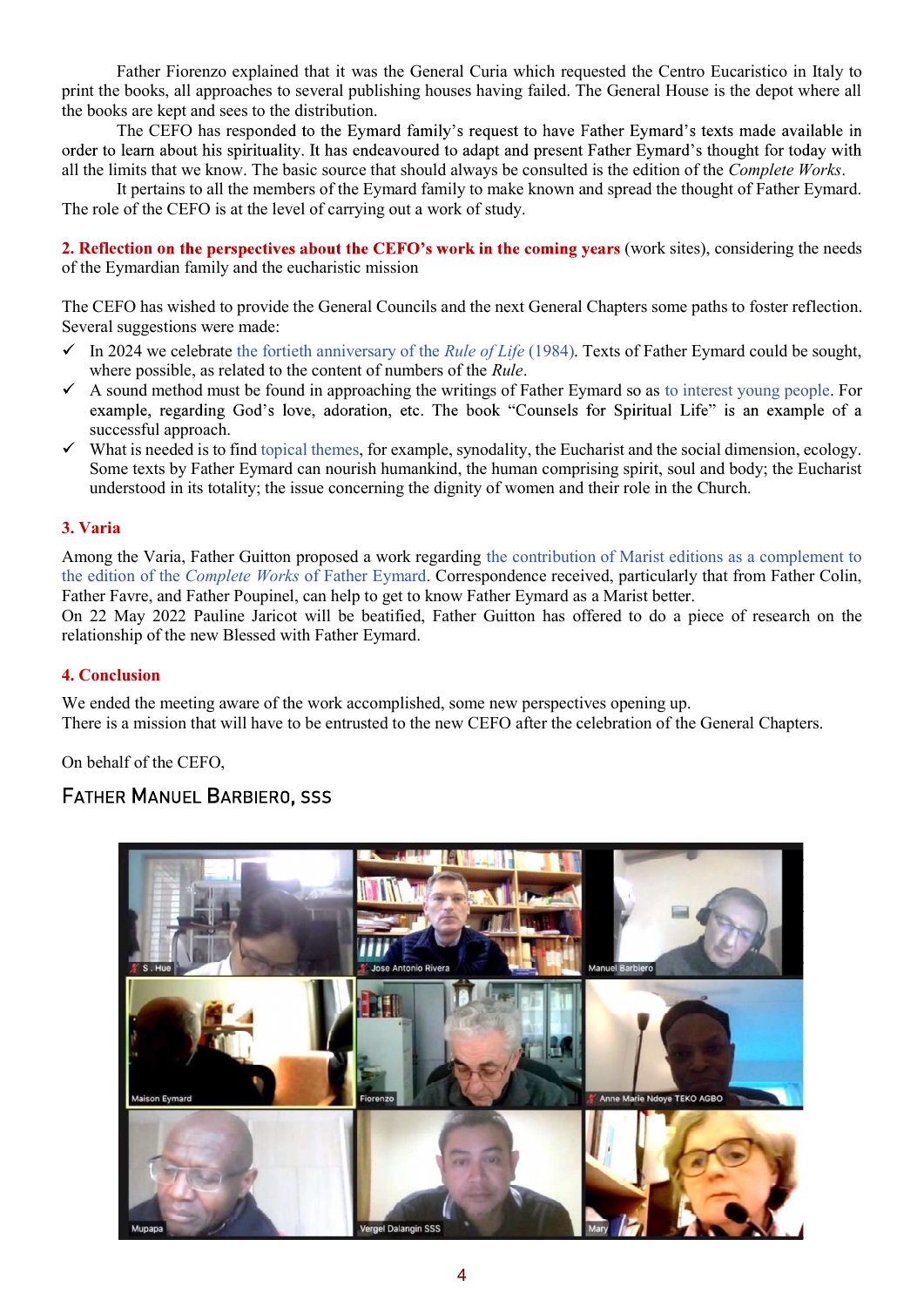Father Fiorenzo explained that it was the General Curia which requested the Centro Eucaristico in Italy to print the books, all approaches to several publishing houses having failed. The General House is the depot where all the books are kept and sees to the distribution.

The CEFO has responded to the Eymard family's request to have Father Eymard's texts made available in order to learn about his spirituality. It has endeavoured to adapt and present Father Eymard's thought for today with all the limits that we know. The basic source that should always be consulted is the edition of the *Complete Works*.

It pertains to all the members of the Eymard family to make known and spread the thought of Father Eymard. The role of the CEFO is at the level of carrying out a work of study.

**2. Reflection on the perspectives about the CEFO's work in the coming years** (work sites), considering the needs of the Eymardian family and the eucharistic mission

The CEFO has wished to provide the General Councils and the next General Chapters some paths to foster reflection. Several suggestions were made:

- ✓ In 2024 we celebrate the fortieth anniversary of the *Rule of Life* (1984). Texts of Father Eymard could be sought, where possible, as related to the content of numbers of the *Rule*.
- ✓ A sound method must be found in approaching the writings of Father Eymard so as to interest young people. For example, regarding God's love, adoration, etc. The book "Counsels for Spiritual Life" is an example of a successful approach.
- ✓ What is needed is to find topical themes, for example, synodality, the Eucharist and the social dimension, ecology. Some texts by Father Eymard can nourish humankind, the human comprising spirit, soul and body; the Eucharist understood in its totality; the issue concerning the dignity of women and their role in the Church.

**3. Varia**

Among the Varia, Father Guitton proposed a work regarding the contribution of Marist editions as a complement to the edition of the *Complete Works* of Father Eymard. Correspondence received, particularly that from Father Colin, Father Favre, and Father Poupinel, can help to get to know Father Eymard as a Marist better.
On 22 May 2022 Pauline Jaricot will be beatified, Father Guitton has offered to do a piece of research on the relationship of the new Blessed with Father Eymard.

**4. Conclusion**

We ended the meeting aware of the work accomplished, some new perspectives opening up.
There is a mission that will have to be entrusted to the new CEFO after the celebration of the General Chapters.

On behalf of the CEFO,

FATHER MANUEL BARBIERO, SSS

S. Hue
Jose Antonio Rivera
Manuel Barbiero
Maison Eymard
Fiorenzo
Anne Marie Ndoye TEKO AGBO
Mupapa
Vergel Dalangin SSS
Mary